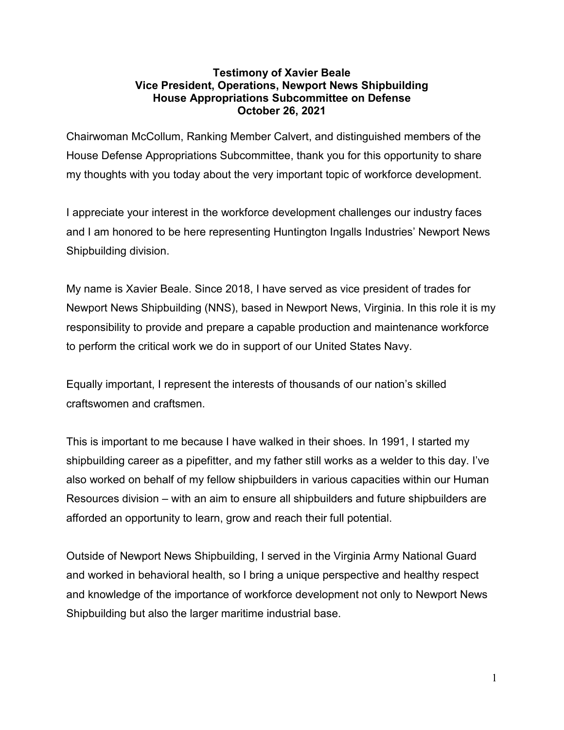**Testimony of Xavier Beale**
**Vice President, Operations, Newport News Shipbuilding**
**House Appropriations Subcommittee on Defense**
**October 26, 2021**

Chairwoman McCollum, Ranking Member Calvert, and distinguished members of the House Defense Appropriations Subcommittee, thank you for this opportunity to share my thoughts with you today about the very important topic of workforce development.

I appreciate your interest in the workforce development challenges our industry faces and I am honored to be here representing Huntington Ingalls Industries' Newport News Shipbuilding division.

My name is Xavier Beale. Since 2018, I have served as vice president of trades for Newport News Shipbuilding (NNS), based in Newport News, Virginia. In this role it is my responsibility to provide and prepare a capable production and maintenance workforce to perform the critical work we do in support of our United States Navy.

Equally important, I represent the interests of thousands of our nation's skilled craftswomen and craftsmen.

This is important to me because I have walked in their shoes. In 1991, I started my shipbuilding career as a pipefitter, and my father still works as a welder to this day. I've also worked on behalf of my fellow shipbuilders in various capacities within our Human Resources division – with an aim to ensure all shipbuilders and future shipbuilders are afforded an opportunity to learn, grow and reach their full potential.

Outside of Newport News Shipbuilding, I served in the Virginia Army National Guard and worked in behavioral health, so I bring a unique perspective and healthy respect and knowledge of the importance of workforce development not only to Newport News Shipbuilding but also the larger maritime industrial base.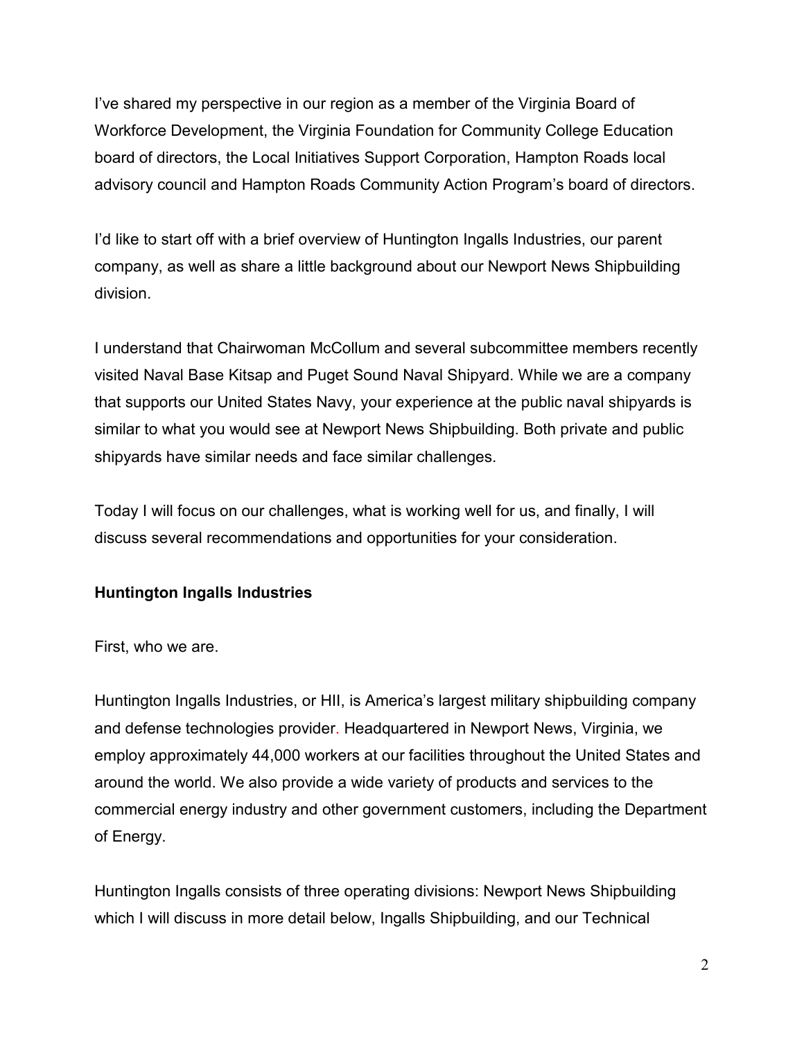I've shared my perspective in our region as a member of the Virginia Board of Workforce Development, the Virginia Foundation for Community College Education board of directors, the Local Initiatives Support Corporation, Hampton Roads local advisory council and Hampton Roads Community Action Program's board of directors.

I'd like to start off with a brief overview of Huntington Ingalls Industries, our parent company, as well as share a little background about our Newport News Shipbuilding division.

I understand that Chairwoman McCollum and several subcommittee members recently visited Naval Base Kitsap and Puget Sound Naval Shipyard. While we are a company that supports our United States Navy, your experience at the public naval shipyards is similar to what you would see at Newport News Shipbuilding. Both private and public shipyards have similar needs and face similar challenges.

Today I will focus on our challenges, what is working well for us, and finally, I will discuss several recommendations and opportunities for your consideration.

**Huntington Ingalls Industries**

First, who we are.

Huntington Ingalls Industries, or HII, is America's largest military shipbuilding company and defense technologies provider. Headquartered in Newport News, Virginia, we employ approximately 44,000 workers at our facilities throughout the United States and around the world. We also provide a wide variety of products and services to the commercial energy industry and other government customers, including the Department of Energy.

Huntington Ingalls consists of three operating divisions: Newport News Shipbuilding which I will discuss in more detail below, Ingalls Shipbuilding, and our Technical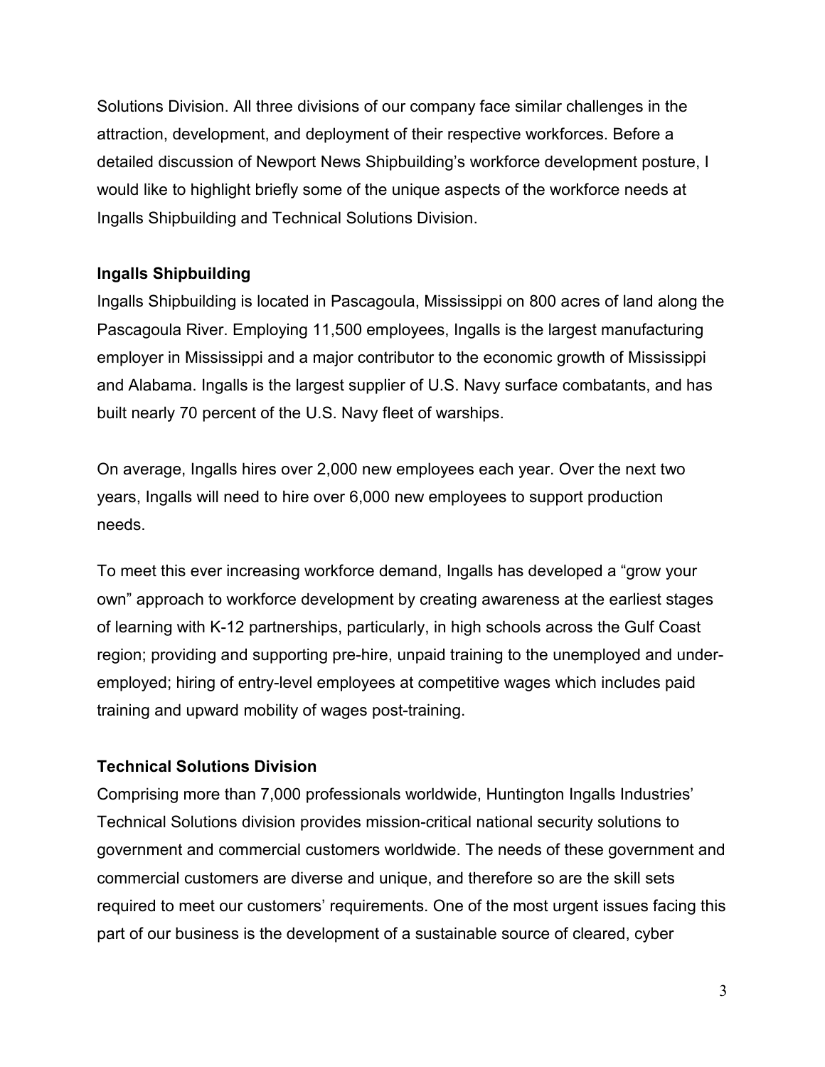Solutions Division. All three divisions of our company face similar challenges in the attraction, development, and deployment of their respective workforces. Before a detailed discussion of Newport News Shipbuilding's workforce development posture, I would like to highlight briefly some of the unique aspects of the workforce needs at Ingalls Shipbuilding and Technical Solutions Division.

**Ingalls Shipbuilding**

Ingalls Shipbuilding is located in Pascagoula, Mississippi on 800 acres of land along the Pascagoula River. Employing 11,500 employees, Ingalls is the largest manufacturing employer in Mississippi and a major contributor to the economic growth of Mississippi and Alabama. Ingalls is the largest supplier of U.S. Navy surface combatants, and has built nearly 70 percent of the U.S. Navy fleet of warships.

On average, Ingalls hires over 2,000 new employees each year. Over the next two years, Ingalls will need to hire over 6,000 new employees to support production needs.

To meet this ever increasing workforce demand, Ingalls has developed a "grow your own" approach to workforce development by creating awareness at the earliest stages of learning with K-12 partnerships, particularly, in high schools across the Gulf Coast region; providing and supporting pre-hire, unpaid training to the unemployed and under-employed; hiring of entry-level employees at competitive wages which includes paid training and upward mobility of wages post-training.

**Technical Solutions Division**

Comprising more than 7,000 professionals worldwide, Huntington Ingalls Industries' Technical Solutions division provides mission-critical national security solutions to government and commercial customers worldwide. The needs of these government and commercial customers are diverse and unique, and therefore so are the skill sets required to meet our customers' requirements. One of the most urgent issues facing this part of our business is the development of a sustainable source of cleared, cyber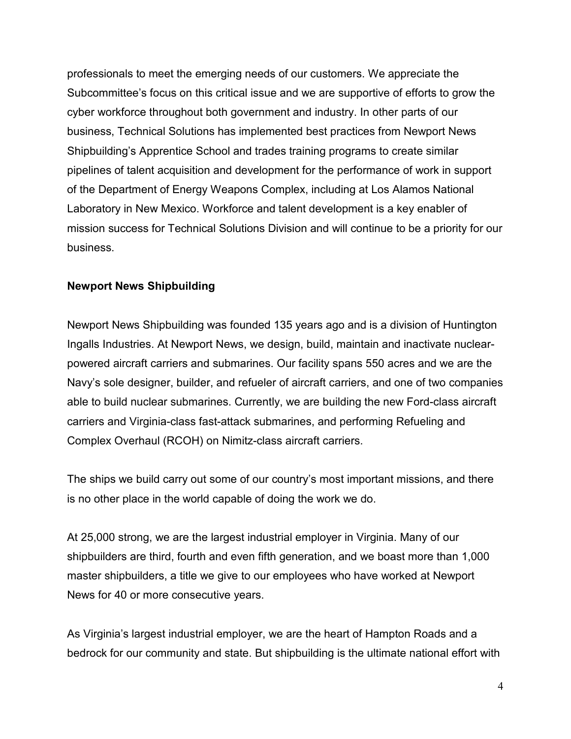professionals to meet the emerging needs of our customers. We appreciate the Subcommittee's focus on this critical issue and we are supportive of efforts to grow the cyber workforce throughout both government and industry. In other parts of our business, Technical Solutions has implemented best practices from Newport News Shipbuilding's Apprentice School and trades training programs to create similar pipelines of talent acquisition and development for the performance of work in support of the Department of Energy Weapons Complex, including at Los Alamos National Laboratory in New Mexico. Workforce and talent development is a key enabler of mission success for Technical Solutions Division and will continue to be a priority for our business.

**Newport News Shipbuilding**

Newport News Shipbuilding was founded 135 years ago and is a division of Huntington Ingalls Industries. At Newport News, we design, build, maintain and inactivate nuclear-powered aircraft carriers and submarines. Our facility spans 550 acres and we are the Navy's sole designer, builder, and refueler of aircraft carriers, and one of two companies able to build nuclear submarines. Currently, we are building the new Ford-class aircraft carriers and Virginia-class fast-attack submarines, and performing Refueling and Complex Overhaul (RCOH) on Nimitz-class aircraft carriers.

The ships we build carry out some of our country's most important missions, and there is no other place in the world capable of doing the work we do.

At 25,000 strong, we are the largest industrial employer in Virginia. Many of our shipbuilders are third, fourth and even fifth generation, and we boast more than 1,000 master shipbuilders, a title we give to our employees who have worked at Newport News for 40 or more consecutive years.

As Virginia's largest industrial employer, we are the heart of Hampton Roads and a bedrock for our community and state. But shipbuilding is the ultimate national effort with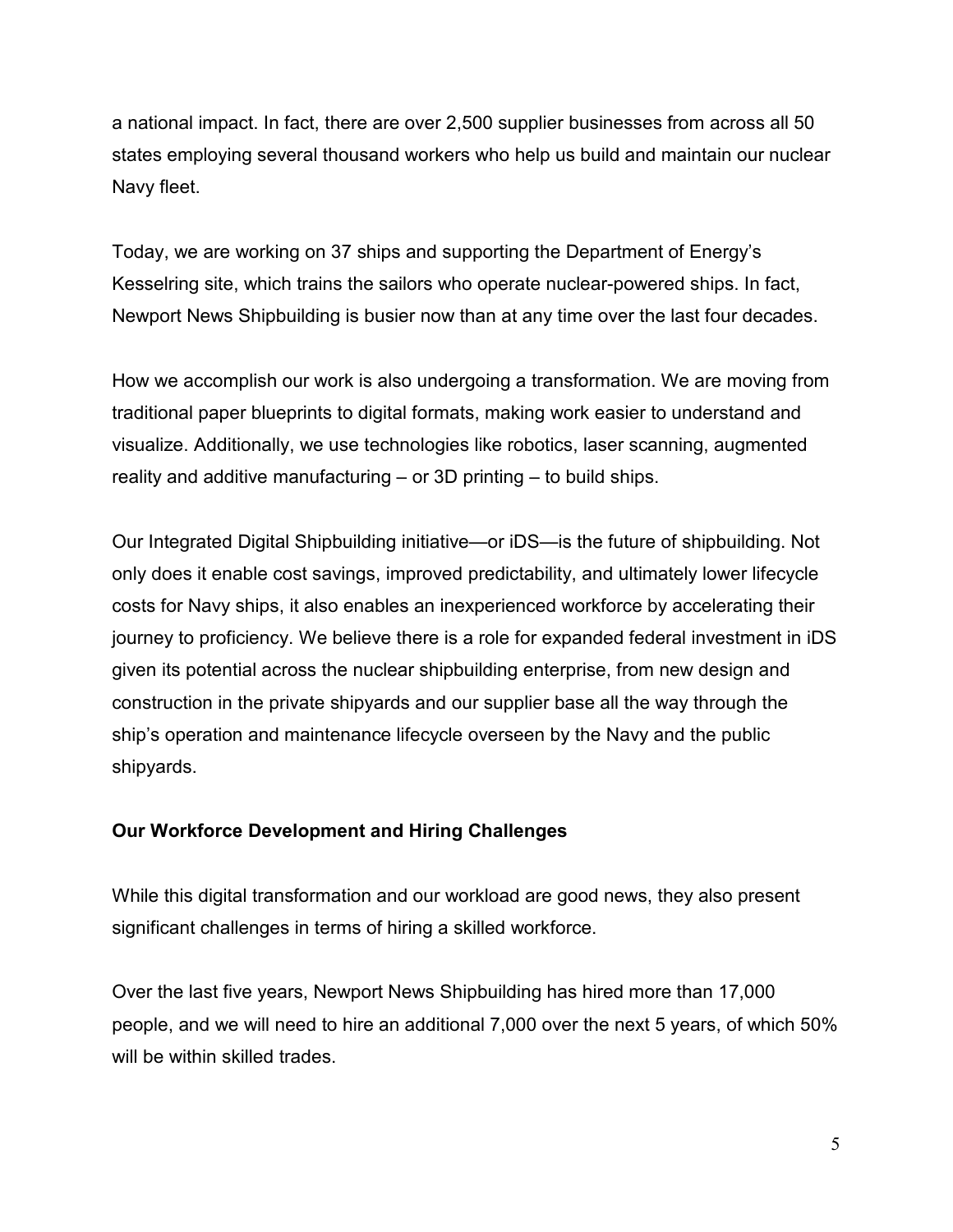a national impact. In fact, there are over 2,500 supplier businesses from across all 50 states employing several thousand workers who help us build and maintain our nuclear Navy fleet.

Today, we are working on 37 ships and supporting the Department of Energy's Kesselring site, which trains the sailors who operate nuclear-powered ships. In fact, Newport News Shipbuilding is busier now than at any time over the last four decades.

How we accomplish our work is also undergoing a transformation. We are moving from traditional paper blueprints to digital formats, making work easier to understand and visualize. Additionally, we use technologies like robotics, laser scanning, augmented reality and additive manufacturing – or 3D printing – to build ships.

Our Integrated Digital Shipbuilding initiative—or iDS—is the future of shipbuilding. Not only does it enable cost savings, improved predictability, and ultimately lower lifecycle costs for Navy ships, it also enables an inexperienced workforce by accelerating their journey to proficiency. We believe there is a role for expanded federal investment in iDS given its potential across the nuclear shipbuilding enterprise, from new design and construction in the private shipyards and our supplier base all the way through the ship's operation and maintenance lifecycle overseen by the Navy and the public shipyards.

**Our Workforce Development and Hiring Challenges**

While this digital transformation and our workload are good news, they also present significant challenges in terms of hiring a skilled workforce.

Over the last five years, Newport News Shipbuilding has hired more than 17,000 people, and we will need to hire an additional 7,000 over the next 5 years, of which 50% will be within skilled trades.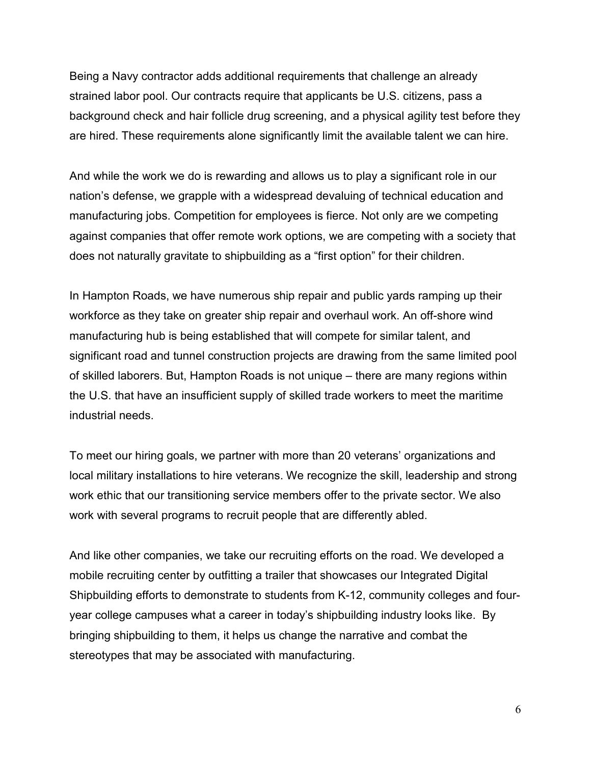Being a Navy contractor adds additional requirements that challenge an already strained labor pool. Our contracts require that applicants be U.S. citizens, pass a background check and hair follicle drug screening, and a physical agility test before they are hired. These requirements alone significantly limit the available talent we can hire.

And while the work we do is rewarding and allows us to play a significant role in our nation's defense, we grapple with a widespread devaluing of technical education and manufacturing jobs. Competition for employees is fierce. Not only are we competing against companies that offer remote work options, we are competing with a society that does not naturally gravitate to shipbuilding as a "first option" for their children.

In Hampton Roads, we have numerous ship repair and public yards ramping up their workforce as they take on greater ship repair and overhaul work. An off-shore wind manufacturing hub is being established that will compete for similar talent, and significant road and tunnel construction projects are drawing from the same limited pool of skilled laborers. But, Hampton Roads is not unique – there are many regions within the U.S. that have an insufficient supply of skilled trade workers to meet the maritime industrial needs.

To meet our hiring goals, we partner with more than 20 veterans' organizations and local military installations to hire veterans. We recognize the skill, leadership and strong work ethic that our transitioning service members offer to the private sector. We also work with several programs to recruit people that are differently abled.

And like other companies, we take our recruiting efforts on the road. We developed a mobile recruiting center by outfitting a trailer that showcases our Integrated Digital Shipbuilding efforts to demonstrate to students from K-12, community colleges and four-year college campuses what a career in today's shipbuilding industry looks like. By bringing shipbuilding to them, it helps us change the narrative and combat the stereotypes that may be associated with manufacturing.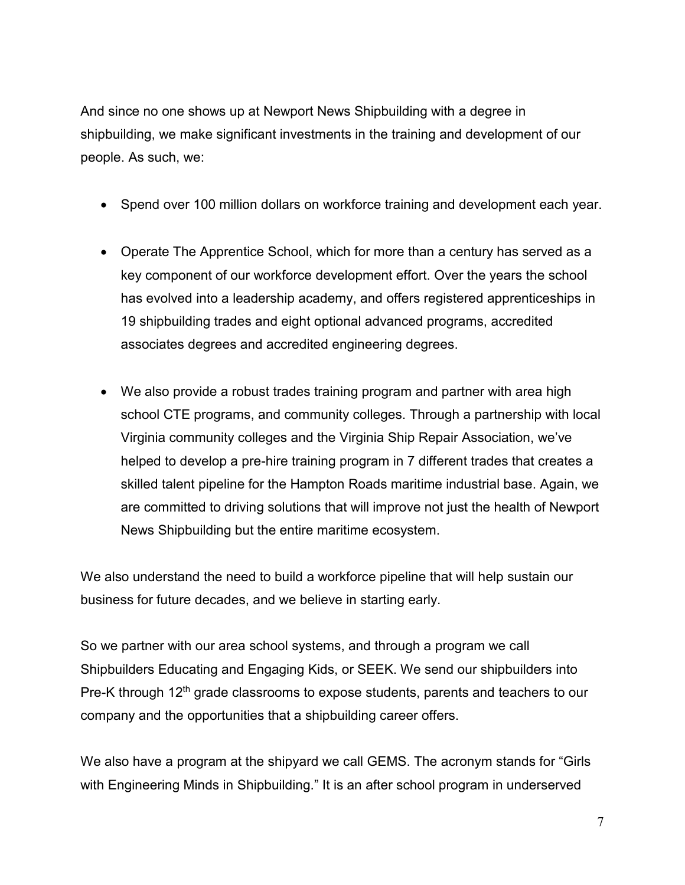And since no one shows up at Newport News Shipbuilding with a degree in shipbuilding, we make significant investments in the training and development of our people. As such, we:

- Spend over 100 million dollars on workforce training and development each year.

- Operate The Apprentice School, which for more than a century has served as a key component of our workforce development effort. Over the years the school has evolved into a leadership academy, and offers registered apprenticeships in 19 shipbuilding trades and eight optional advanced programs, accredited associates degrees and accredited engineering degrees.

- We also provide a robust trades training program and partner with area high school CTE programs, and community colleges. Through a partnership with local Virginia community colleges and the Virginia Ship Repair Association, we've helped to develop a pre-hire training program in 7 different trades that creates a skilled talent pipeline for the Hampton Roads maritime industrial base. Again, we are committed to driving solutions that will improve not just the health of Newport News Shipbuilding but the entire maritime ecosystem.

We also understand the need to build a workforce pipeline that will help sustain our business for future decades, and we believe in starting early.

So we partner with our area school systems, and through a program we call Shipbuilders Educating and Engaging Kids, or SEEK. We send our shipbuilders into Pre-K through 12th grade classrooms to expose students, parents and teachers to our company and the opportunities that a shipbuilding career offers.

We also have a program at the shipyard we call GEMS. The acronym stands for "Girls with Engineering Minds in Shipbuilding." It is an after school program in underserved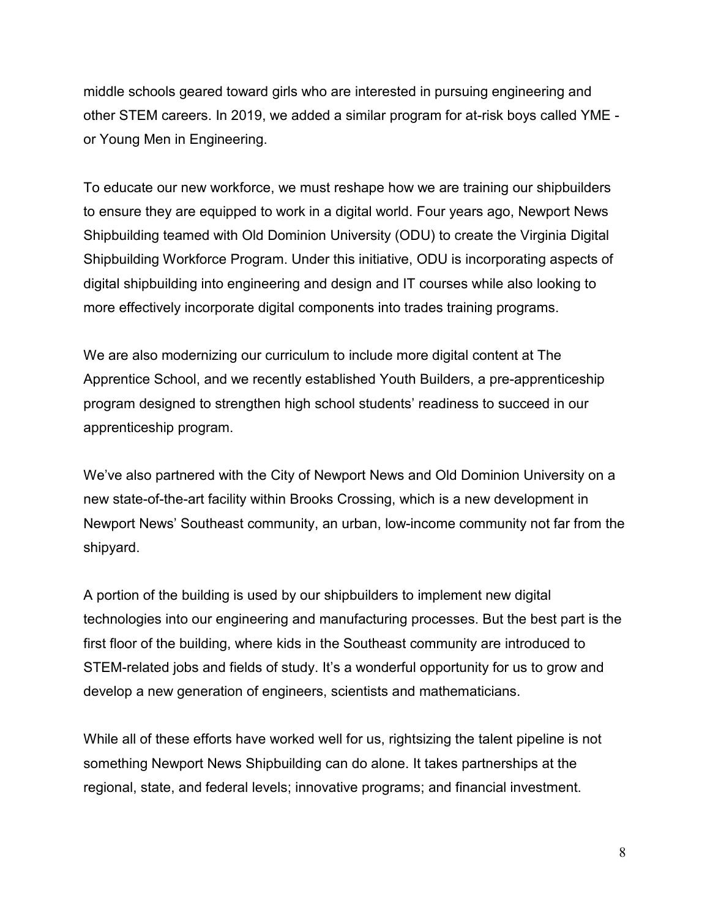middle schools geared toward girls who are interested in pursuing engineering and other STEM careers. In 2019, we added a similar program for at-risk boys called YME - or Young Men in Engineering.

To educate our new workforce, we must reshape how we are training our shipbuilders to ensure they are equipped to work in a digital world. Four years ago, Newport News Shipbuilding teamed with Old Dominion University (ODU) to create the Virginia Digital Shipbuilding Workforce Program. Under this initiative, ODU is incorporating aspects of digital shipbuilding into engineering and design and IT courses while also looking to more effectively incorporate digital components into trades training programs.

We are also modernizing our curriculum to include more digital content at The Apprentice School, and we recently established Youth Builders, a pre-apprenticeship program designed to strengthen high school students' readiness to succeed in our apprenticeship program.

We've also partnered with the City of Newport News and Old Dominion University on a new state-of-the-art facility within Brooks Crossing, which is a new development in Newport News' Southeast community, an urban, low-income community not far from the shipyard.

A portion of the building is used by our shipbuilders to implement new digital technologies into our engineering and manufacturing processes. But the best part is the first floor of the building, where kids in the Southeast community are introduced to STEM-related jobs and fields of study. It's a wonderful opportunity for us to grow and develop a new generation of engineers, scientists and mathematicians.

While all of these efforts have worked well for us, rightsizing the talent pipeline is not something Newport News Shipbuilding can do alone. It takes partnerships at the regional, state, and federal levels; innovative programs; and financial investment.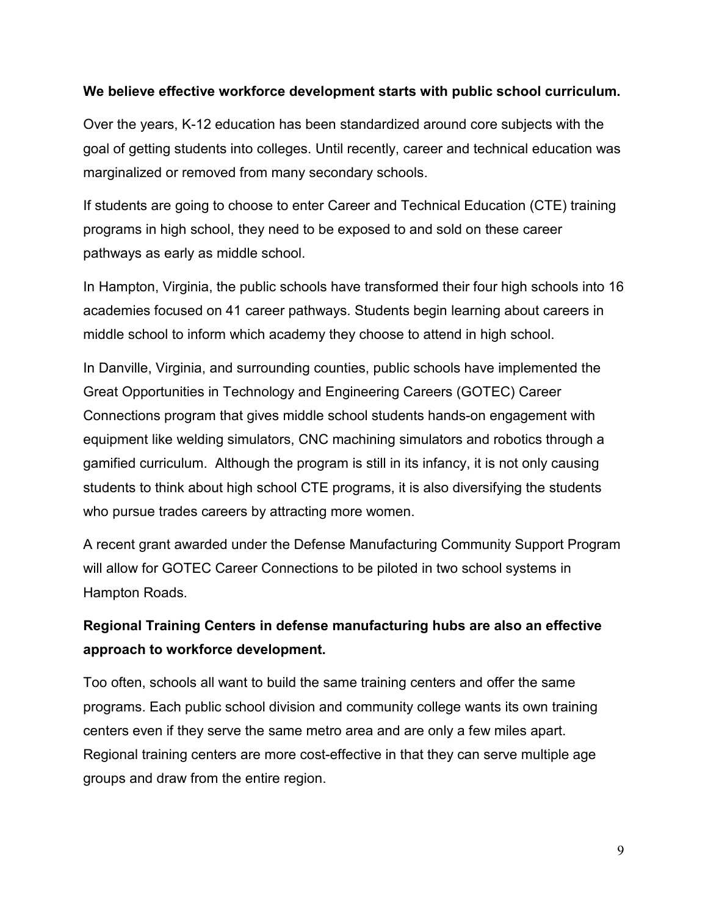**We believe effective workforce development starts with public school curriculum.**

Over the years, K-12 education has been standardized around core subjects with the goal of getting students into colleges. Until recently, career and technical education was marginalized or removed from many secondary schools.

If students are going to choose to enter Career and Technical Education (CTE) training programs in high school, they need to be exposed to and sold on these career pathways as early as middle school.

In Hampton, Virginia, the public schools have transformed their four high schools into 16 academies focused on 41 career pathways. Students begin learning about careers in middle school to inform which academy they choose to attend in high school.

In Danville, Virginia, and surrounding counties, public schools have implemented the Great Opportunities in Technology and Engineering Careers (GOTEC) Career Connections program that gives middle school students hands-on engagement with equipment like welding simulators, CNC machining simulators and robotics through a gamified curriculum. Although the program is still in its infancy, it is not only causing students to think about high school CTE programs, it is also diversifying the students who pursue trades careers by attracting more women.

A recent grant awarded under the Defense Manufacturing Community Support Program will allow for GOTEC Career Connections to be piloted in two school systems in Hampton Roads.

**Regional Training Centers in defense manufacturing hubs are also an effective approach to workforce development.**

Too often, schools all want to build the same training centers and offer the same programs. Each public school division and community college wants its own training centers even if they serve the same metro area and are only a few miles apart. Regional training centers are more cost-effective in that they can serve multiple age groups and draw from the entire region.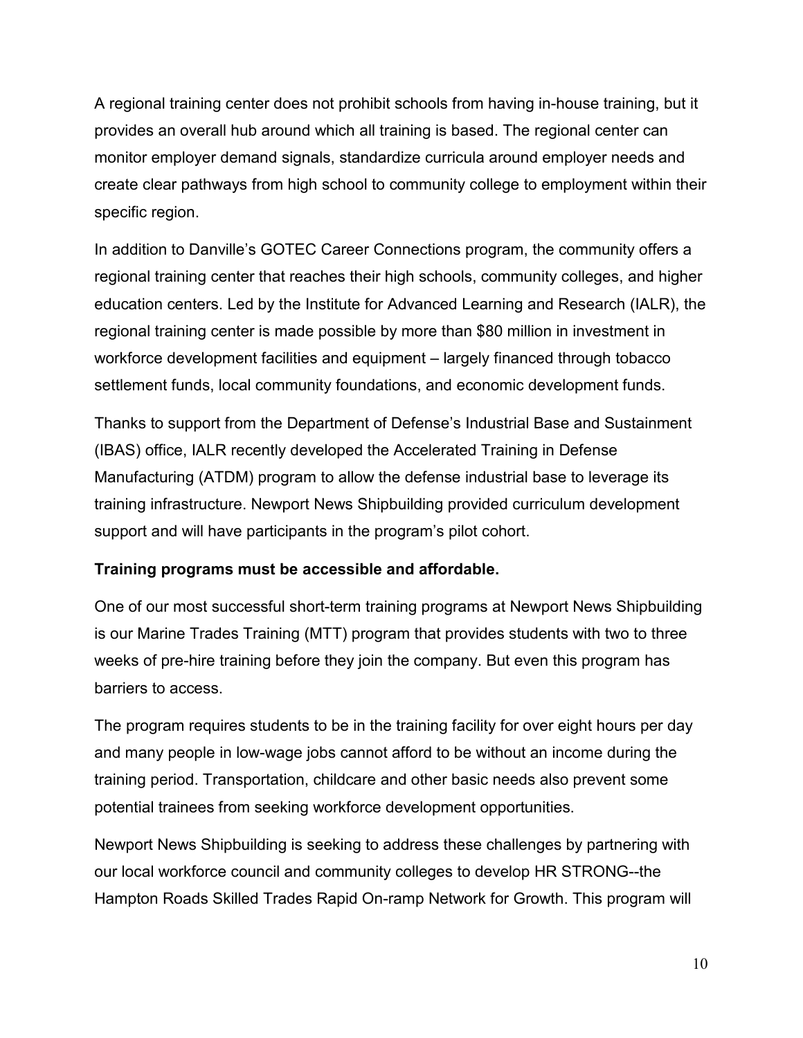A regional training center does not prohibit schools from having in-house training, but it provides an overall hub around which all training is based. The regional center can monitor employer demand signals, standardize curricula around employer needs and create clear pathways from high school to community college to employment within their specific region.

In addition to Danville's GOTEC Career Connections program, the community offers a regional training center that reaches their high schools, community colleges, and higher education centers. Led by the Institute for Advanced Learning and Research (IALR), the regional training center is made possible by more than $80 million in investment in workforce development facilities and equipment – largely financed through tobacco settlement funds, local community foundations, and economic development funds.

Thanks to support from the Department of Defense's Industrial Base and Sustainment (IBAS) office, IALR recently developed the Accelerated Training in Defense Manufacturing (ATDM) program to allow the defense industrial base to leverage its training infrastructure. Newport News Shipbuilding provided curriculum development support and will have participants in the program's pilot cohort.

**Training programs must be accessible and affordable.**

One of our most successful short-term training programs at Newport News Shipbuilding is our Marine Trades Training (MTT) program that provides students with two to three weeks of pre-hire training before they join the company. But even this program has barriers to access.

The program requires students to be in the training facility for over eight hours per day and many people in low-wage jobs cannot afford to be without an income during the training period. Transportation, childcare and other basic needs also prevent some potential trainees from seeking workforce development opportunities.

Newport News Shipbuilding is seeking to address these challenges by partnering with our local workforce council and community colleges to develop HR STRONG--the Hampton Roads Skilled Trades Rapid On-ramp Network for Growth. This program will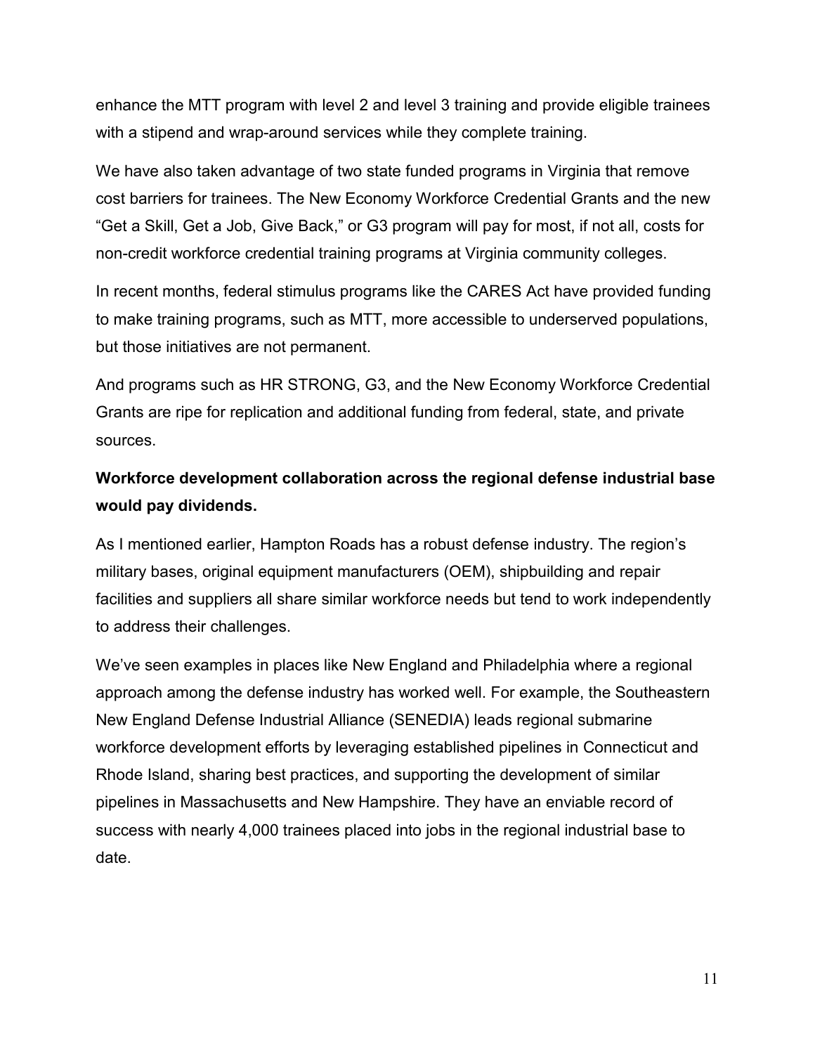enhance the MTT program with level 2 and level 3 training and provide eligible trainees with a stipend and wrap-around services while they complete training.

We have also taken advantage of two state funded programs in Virginia that remove cost barriers for trainees. The New Economy Workforce Credential Grants and the new "Get a Skill, Get a Job, Give Back," or G3 program will pay for most, if not all, costs for non-credit workforce credential training programs at Virginia community colleges.

In recent months, federal stimulus programs like the CARES Act have provided funding to make training programs, such as MTT, more accessible to underserved populations, but those initiatives are not permanent.

And programs such as HR STRONG, G3, and the New Economy Workforce Credential Grants are ripe for replication and additional funding from federal, state, and private sources.

**Workforce development collaboration across the regional defense industrial base would pay dividends.**

As I mentioned earlier, Hampton Roads has a robust defense industry. The region's military bases, original equipment manufacturers (OEM), shipbuilding and repair facilities and suppliers all share similar workforce needs but tend to work independently to address their challenges.

We've seen examples in places like New England and Philadelphia where a regional approach among the defense industry has worked well. For example, the Southeastern New England Defense Industrial Alliance (SENEDIA) leads regional submarine workforce development efforts by leveraging established pipelines in Connecticut and Rhode Island, sharing best practices, and supporting the development of similar pipelines in Massachusetts and New Hampshire. They have an enviable record of success with nearly 4,000 trainees placed into jobs in the regional industrial base to date.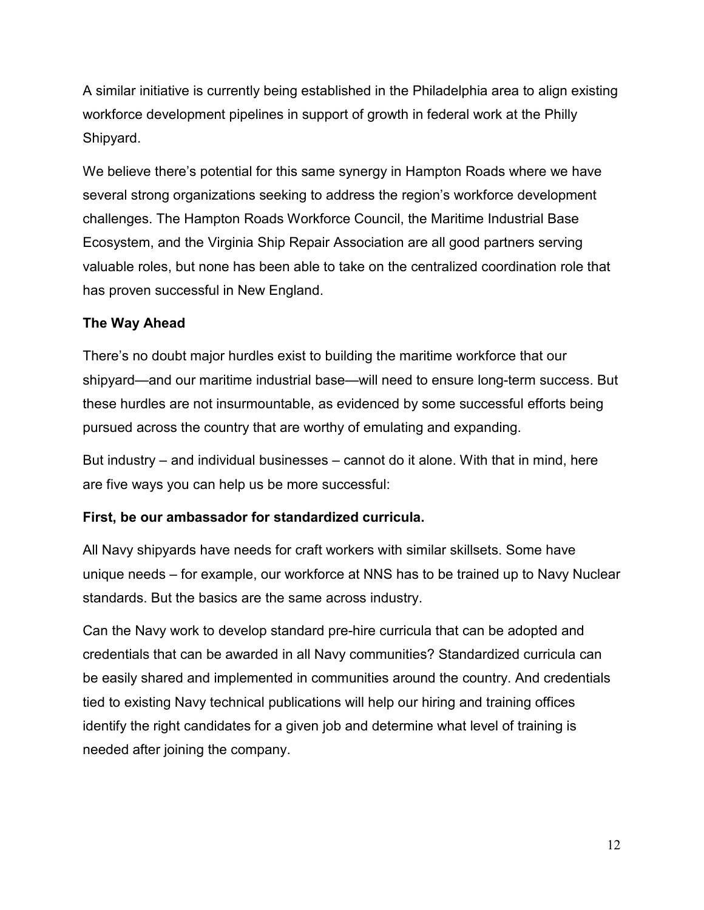A similar initiative is currently being established in the Philadelphia area to align existing workforce development pipelines in support of growth in federal work at the Philly Shipyard.

We believe there's potential for this same synergy in Hampton Roads where we have several strong organizations seeking to address the region's workforce development challenges. The Hampton Roads Workforce Council, the Maritime Industrial Base Ecosystem, and the Virginia Ship Repair Association are all good partners serving valuable roles, but none has been able to take on the centralized coordination role that has proven successful in New England.

**The Way Ahead**

There's no doubt major hurdles exist to building the maritime workforce that our shipyard—and our maritime industrial base—will need to ensure long-term success. But these hurdles are not insurmountable, as evidenced by some successful efforts being pursued across the country that are worthy of emulating and expanding.

But industry – and individual businesses – cannot do it alone. With that in mind, here are five ways you can help us be more successful:

**First, be our ambassador for standardized curricula.**

All Navy shipyards have needs for craft workers with similar skillsets. Some have unique needs – for example, our workforce at NNS has to be trained up to Navy Nuclear standards. But the basics are the same across industry.

Can the Navy work to develop standard pre-hire curricula that can be adopted and credentials that can be awarded in all Navy communities? Standardized curricula can be easily shared and implemented in communities around the country. And credentials tied to existing Navy technical publications will help our hiring and training offices identify the right candidates for a given job and determine what level of training is needed after joining the company.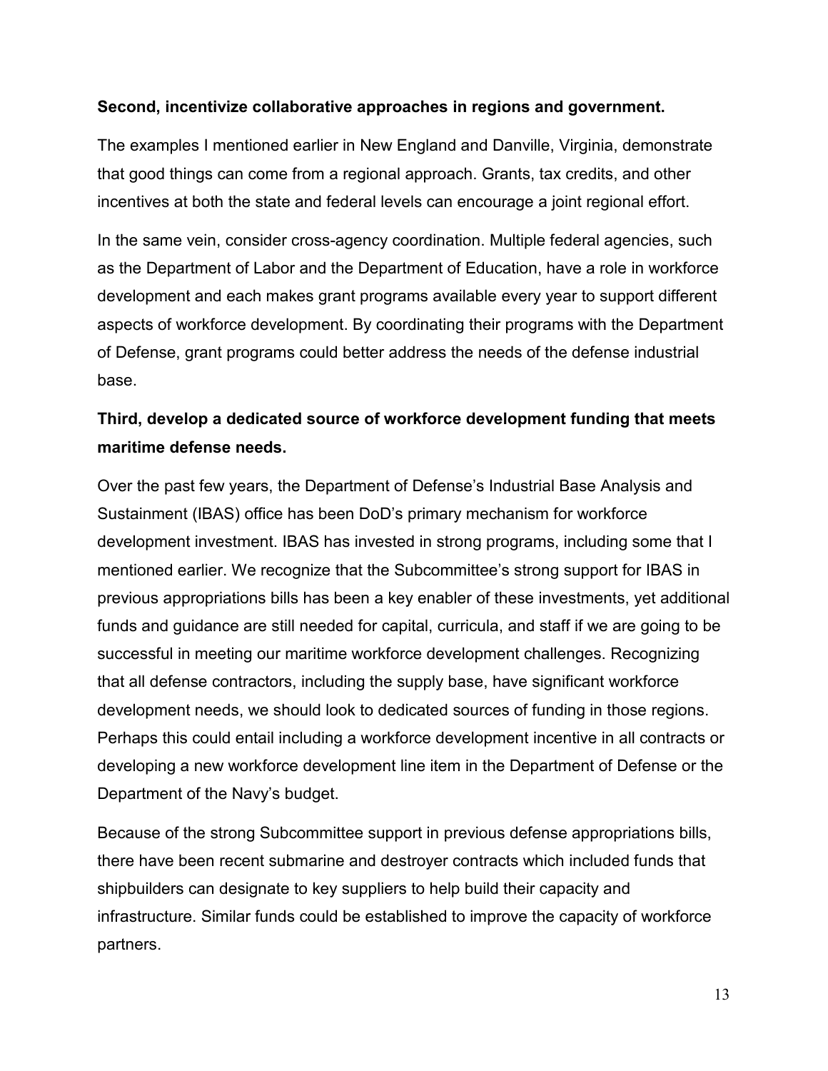**Second, incentivize collaborative approaches in regions and government.**

The examples I mentioned earlier in New England and Danville, Virginia, demonstrate that good things can come from a regional approach. Grants, tax credits, and other incentives at both the state and federal levels can encourage a joint regional effort.

In the same vein, consider cross-agency coordination. Multiple federal agencies, such as the Department of Labor and the Department of Education, have a role in workforce development and each makes grant programs available every year to support different aspects of workforce development. By coordinating their programs with the Department of Defense, grant programs could better address the needs of the defense industrial base.

**Third, develop a dedicated source of workforce development funding that meets maritime defense needs.**

Over the past few years, the Department of Defense's Industrial Base Analysis and Sustainment (IBAS) office has been DoD's primary mechanism for workforce development investment. IBAS has invested in strong programs, including some that I mentioned earlier. We recognize that the Subcommittee's strong support for IBAS in previous appropriations bills has been a key enabler of these investments, yet additional funds and guidance are still needed for capital, curricula, and staff if we are going to be successful in meeting our maritime workforce development challenges. Recognizing that all defense contractors, including the supply base, have significant workforce development needs, we should look to dedicated sources of funding in those regions. Perhaps this could entail including a workforce development incentive in all contracts or developing a new workforce development line item in the Department of Defense or the Department of the Navy's budget.

Because of the strong Subcommittee support in previous defense appropriations bills, there have been recent submarine and destroyer contracts which included funds that shipbuilders can designate to key suppliers to help build their capacity and infrastructure. Similar funds could be established to improve the capacity of workforce partners.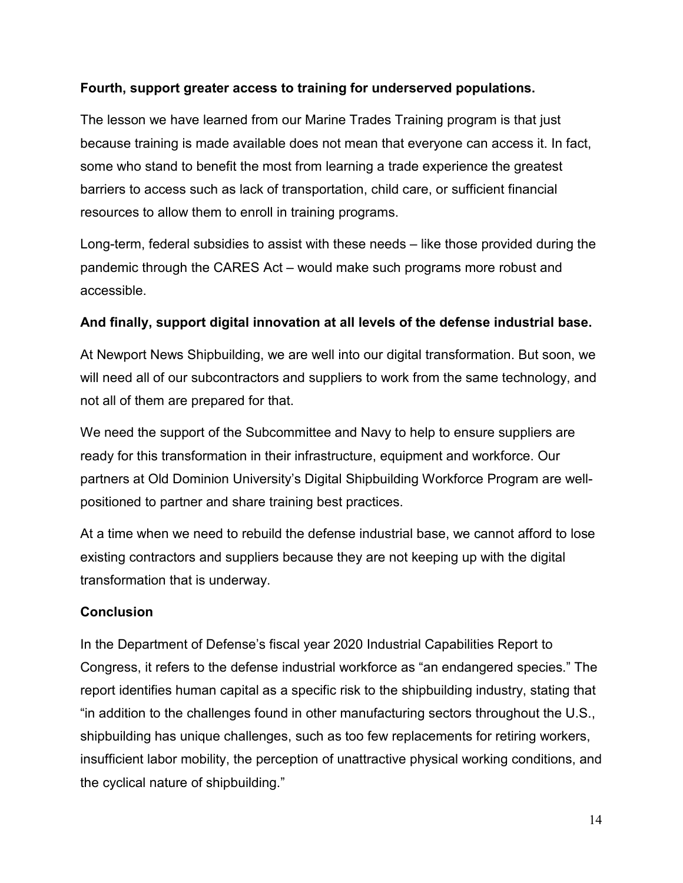**Fourth, support greater access to training for underserved populations.**

The lesson we have learned from our Marine Trades Training program is that just because training is made available does not mean that everyone can access it. In fact, some who stand to benefit the most from learning a trade experience the greatest barriers to access such as lack of transportation, child care, or sufficient financial resources to allow them to enroll in training programs.

Long-term, federal subsidies to assist with these needs – like those provided during the pandemic through the CARES Act – would make such programs more robust and accessible.

**And finally, support digital innovation at all levels of the defense industrial base.**

At Newport News Shipbuilding, we are well into our digital transformation. But soon, we will need all of our subcontractors and suppliers to work from the same technology, and not all of them are prepared for that.

We need the support of the Subcommittee and Navy to help to ensure suppliers are ready for this transformation in their infrastructure, equipment and workforce. Our partners at Old Dominion University's Digital Shipbuilding Workforce Program are well-positioned to partner and share training best practices.

At a time when we need to rebuild the defense industrial base, we cannot afford to lose existing contractors and suppliers because they are not keeping up with the digital transformation that is underway.

**Conclusion**

In the Department of Defense's fiscal year 2020 Industrial Capabilities Report to Congress, it refers to the defense industrial workforce as "an endangered species." The report identifies human capital as a specific risk to the shipbuilding industry, stating that "in addition to the challenges found in other manufacturing sectors throughout the U.S., shipbuilding has unique challenges, such as too few replacements for retiring workers, insufficient labor mobility, the perception of unattractive physical working conditions, and the cyclical nature of shipbuilding."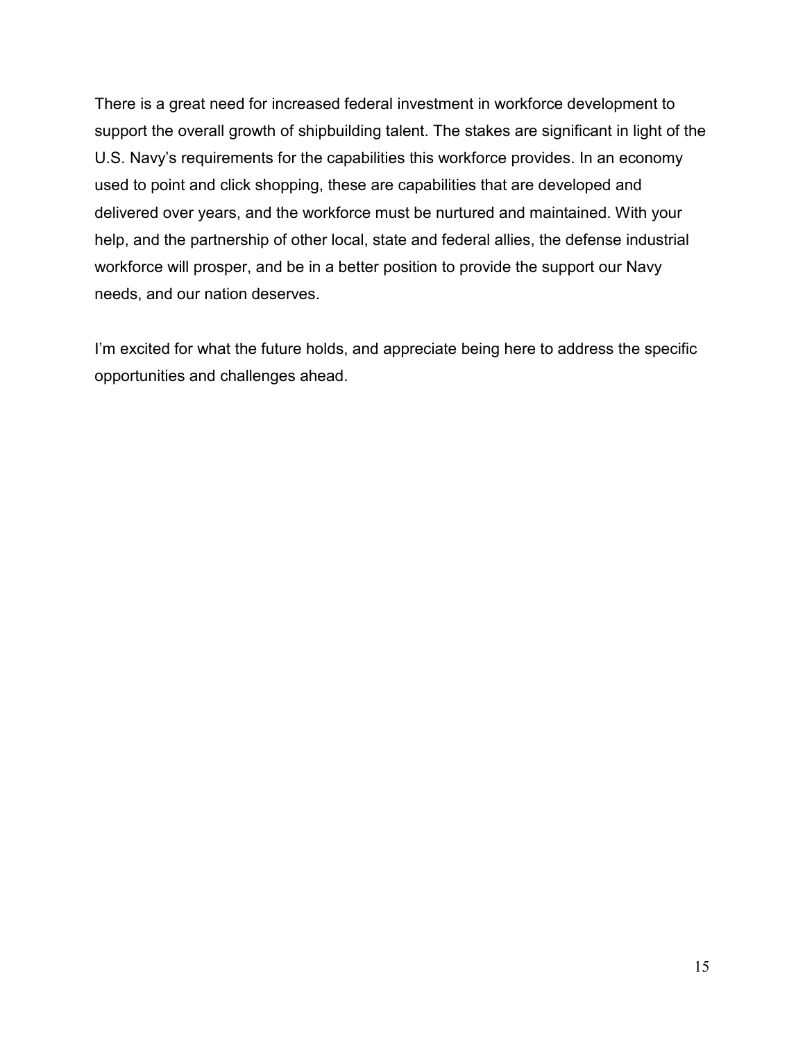There is a great need for increased federal investment in workforce development to support the overall growth of shipbuilding talent. The stakes are significant in light of the U.S. Navy's requirements for the capabilities this workforce provides. In an economy used to point and click shopping, these are capabilities that are developed and delivered over years, and the workforce must be nurtured and maintained. With your help, and the partnership of other local, state and federal allies, the defense industrial workforce will prosper, and be in a better position to provide the support our Navy needs, and our nation deserves.

I'm excited for what the future holds, and appreciate being here to address the specific opportunities and challenges ahead.